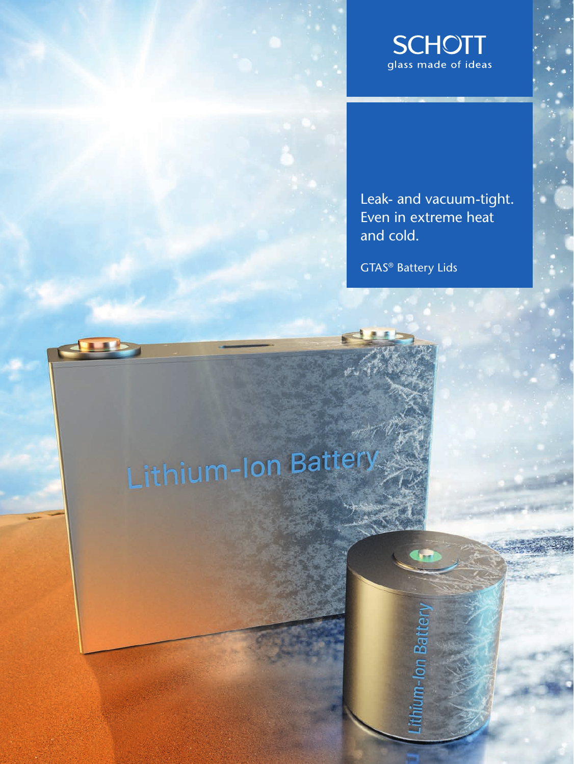SCHOTT

glass made of ideas

# Leak- and vacuum-tight. Even in extreme heat and cold.

GTAS® Battery Lids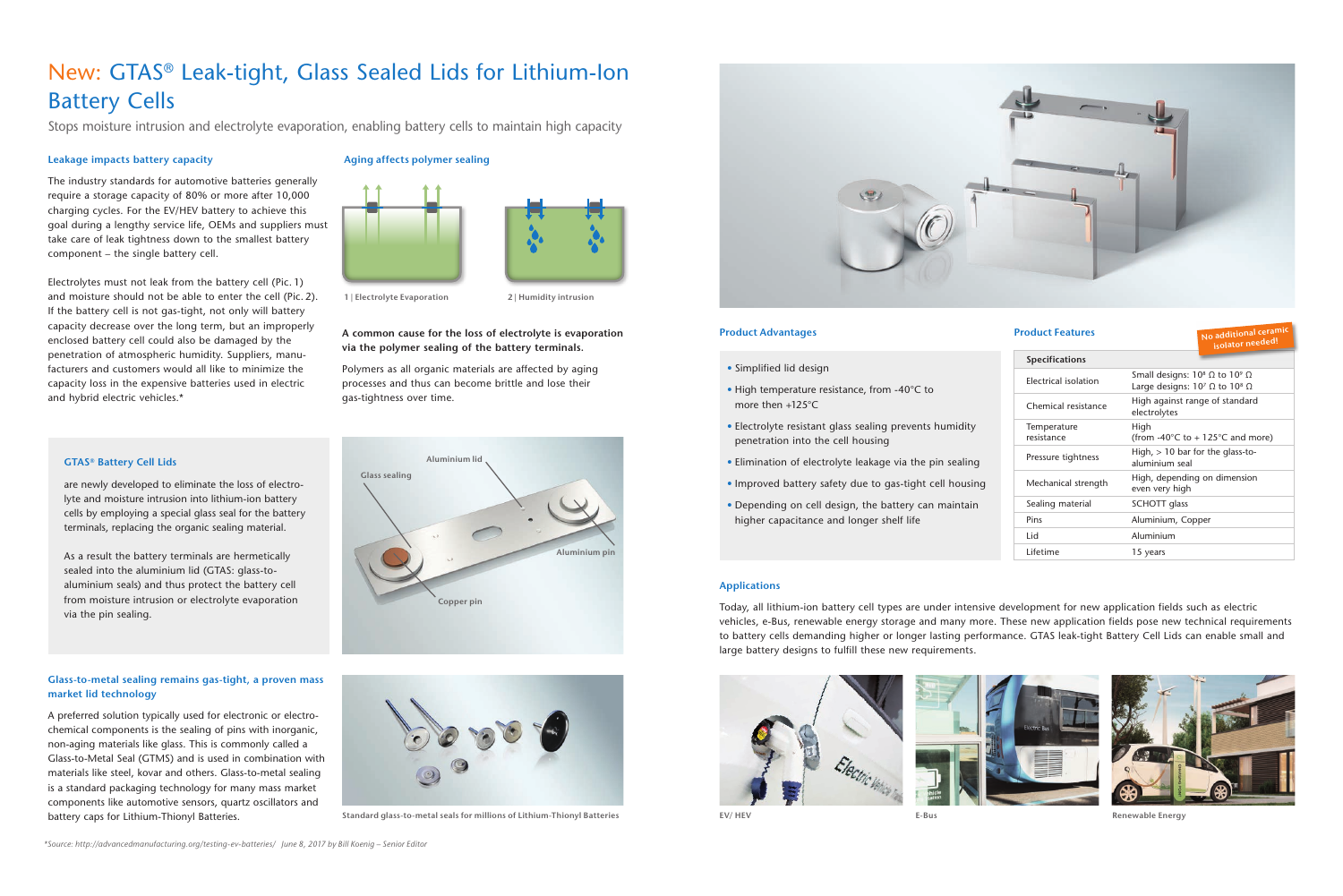# New: GTAS® Leak-tight, Glass Sealed Lids for Lithium-Ion Battery Cells

Stops moisture intrusion and electrolyte evaporation, enabling battery cells to maintain high capacity

### Leakage impacts battery capacity

The industry standards for automotive batteries generally require a storage capacity of 80% or more after 10,000 charging cycles. For the EV/HEV battery to achieve this goal during a lengthy service life, OEMs and suppliers must take care of leak tightness down to the smallest battery component – the single battery cell.

Electrolytes must not leak from the battery cell (Pic. 1) and moisture should not be able to enter the cell (Pic. 2). If the battery cell is not gas-tight, not only will battery capacity decrease over the long term, but an improperly enclosed battery cell could also be damaged by the penetration of atmospheric humidity. Suppliers, manufacturers and customers would all like to minimize the capacity loss in the expensive batteries used in electric and hybrid electric vehicles.*

### Aging affects polymer sealing

1 | Electrolyte Evaporation

2 | Humidity intrusion

**A common cause for the loss of electrolyte is evaporation via the polymer sealing of the battery terminals.**

Polymers as all organic materials are affected by aging processes and thus can become brittle and lose their gas-tightness over time.

### GTAS® Battery Cell Lids

are newly developed to eliminate the loss of electrolyte and moisture intrusion into lithium-ion battery cells by employing a special glass seal for the battery terminals, replacing the organic sealing material.

As a result the battery terminals are hermetically sealed into the aluminium lid (GTAS: glass-to-aluminium seals) and thus protect the battery cell from moisture intrusion or electrolyte evaporation via the pin sealing.

Glass sealing

Aluminium lid

Aluminium pin

Copper pin

### Glass-to-metal sealing remains gas-tight, a proven mass market lid technology

A preferred solution typically used for electronic or electrochemical components is the sealing of pins with inorganic, non-aging materials like glass. This is commonly called a Glass-to-Metal Seal (GTMS) and is used in combination with materials like steel, kovar and others. Glass-to-metal sealing is a standard packaging technology for many mass market components like automotive sensors, quartz oscillators and battery caps for Lithium-Thionyl Batteries.

Standard glass-to-metal seals for millions of Lithium-Thionyl Batteries

### Product Advantages

- Simplified lid design
- High temperature resistance, from -40°C to more then +125°C
- Electrolyte resistant glass sealing prevents humidity penetration into the cell housing
- Elimination of electrolyte leakage via the pin sealing
- Improved battery safety due to gas-tight cell housing
- Depending on cell design, the battery can maintain higher capacitance and longer shelf life

### Product Features

No additional ceramic isolator needed!

| Specifications | |
|---|---|
| Electrical isolation | Small designs: $10^8$ Ω to $10^9$ Ω<br>Large designs: $10^7$ Ω to $10^8$ Ω |
| Chemical resistance | High against range of standard electrolytes |
| Temperature resistance | High (from -40°C to + 125°C and more) |
| Pressure tightness | High, > 10 bar for the glass-to-aluminium seal |
| Mechanical strength | High, depending on dimension even very high |
| Sealing material | SCHOTT glass |
| Pins | Aluminium, Copper |
| Lid | Aluminium |
| Lifetime | 15 years |

### Applications

Today, all lithium-ion battery cell types are under intensive development for new application fields such as electric vehicles, e-Bus, renewable energy storage and many more. These new application fields pose new technical requirements to battery cells demanding higher or longer lasting performance. GTAS leak-tight Battery Cell Lids can enable small and large battery designs to fulfill these new requirements.

EV/ HEV

E-Bus

Renewable Energy

*Source: http://advancedmanufacturing.org/testing-ev-batteries/ June 8, 2017 by Bill Koenig – Senior Editor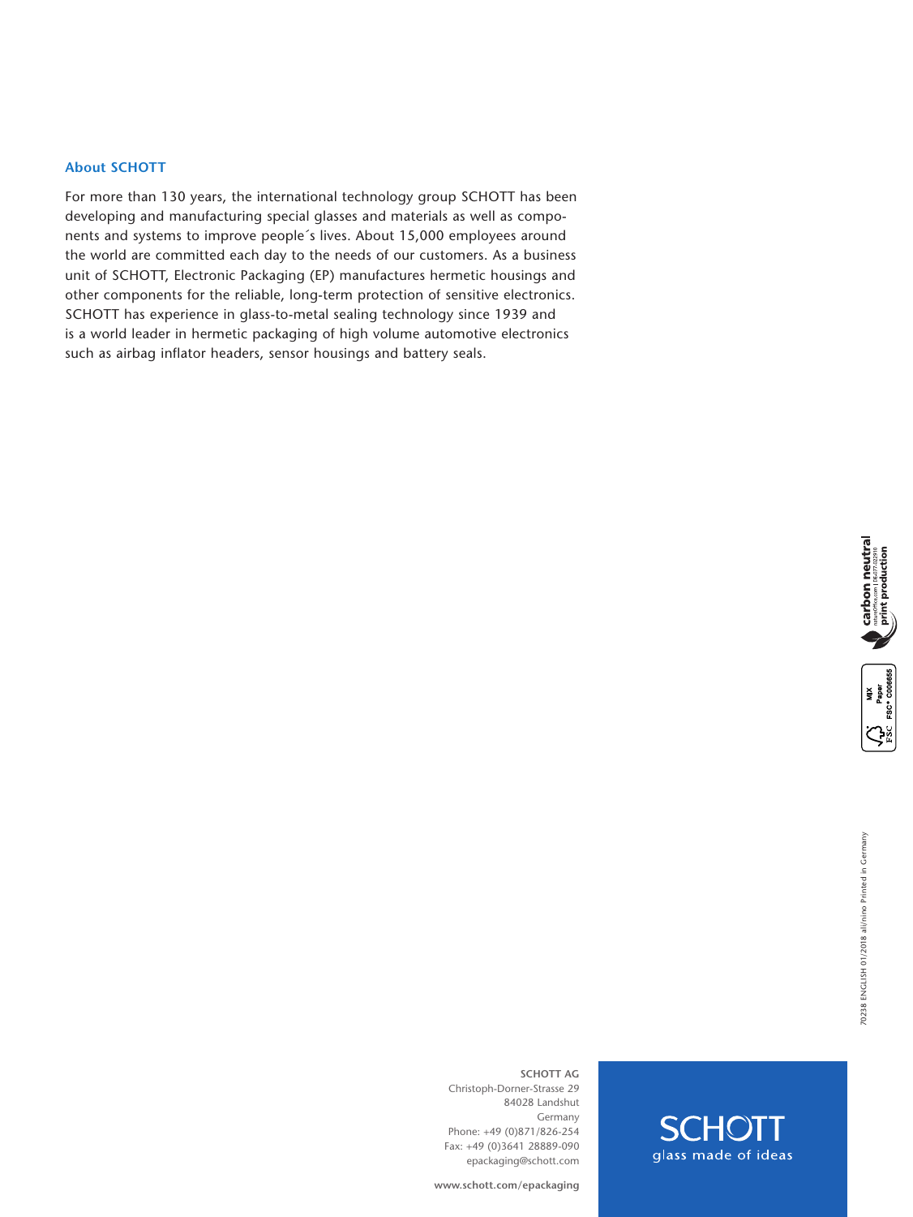### About SCHOTT

For more than 130 years, the international technology group SCHOTT has been developing and manufacturing special glasses and materials as well as components and systems to improve people´s lives. About 15,000 employees around the world are committed each day to the needs of our customers. As a business unit of SCHOTT, Electronic Packaging (EP) manufactures hermetic housings and other components for the reliable, long-term protection of sensitive electronics. SCHOTT has experience in glass-to-metal sealing technology since 1939 and is a world leader in hermetic packaging of high volume automotive electronics such as airbag inflator headers, sensor housings and battery seals.

carbon neutral print production

MIX Paper FSC® C006655

70238 ENGLISH 01/2018 all/nino Printed in Germany

**SCHOTT AG**
Christoph-Dorner-Strasse 29
84028 Landshut
Germany
Phone: +49 (0)871/826-254
Fax: +49 (0)3641 28889-090
epackaging@schott.com

**www.schott.com/epackaging**

SCHOTT
glass made of ideas